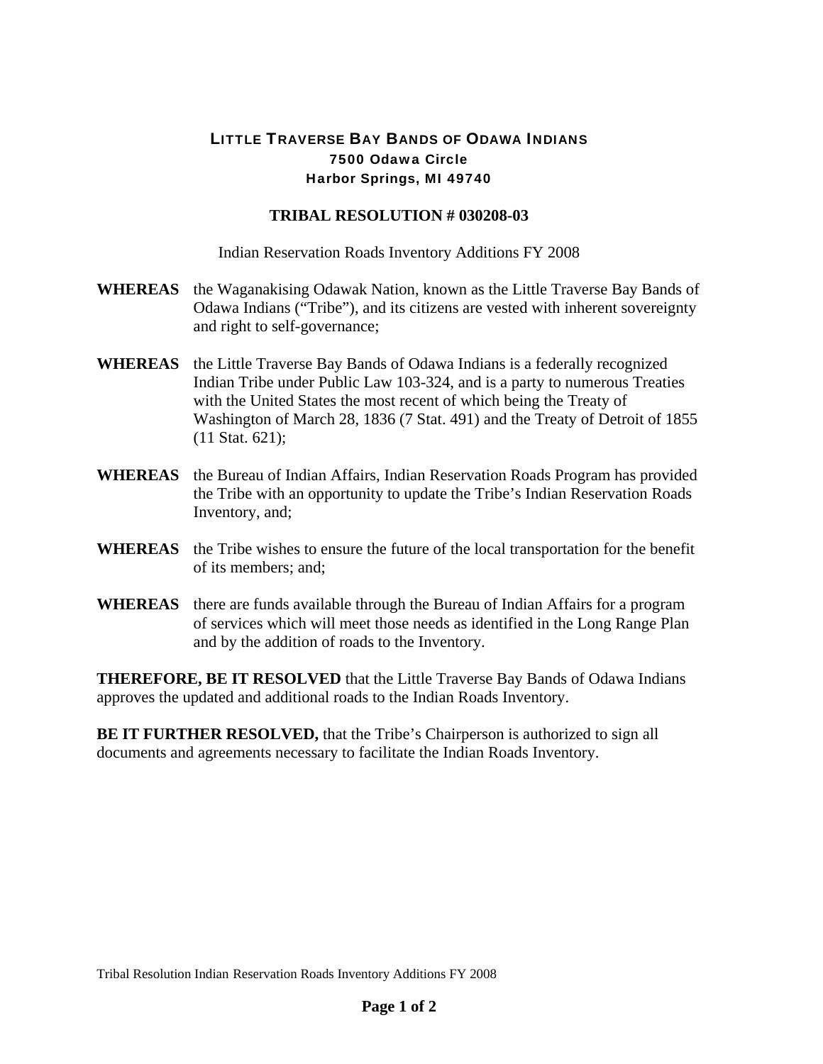# LITTLE TRAVERSE BAY BANDS OF ODAWA INDIANS

**7500 Odawa Circle**
**Harbor Springs, MI 49740**

## TRIBAL RESOLUTION # 030208-03

Indian Reservation Roads Inventory Additions FY 2008

**WHEREAS** the Waganakising Odawak Nation, known as the Little Traverse Bay Bands of Odawa Indians ("Tribe"), and its citizens are vested with inherent sovereignty and right to self-governance;

**WHEREAS** the Little Traverse Bay Bands of Odawa Indians is a federally recognized Indian Tribe under Public Law 103-324, and is a party to numerous Treaties with the United States the most recent of which being the Treaty of Washington of March 28, 1836 (7 Stat. 491) and the Treaty of Detroit of 1855 (11 Stat. 621);

**WHEREAS** the Bureau of Indian Affairs, Indian Reservation Roads Program has provided the Tribe with an opportunity to update the Tribe's Indian Reservation Roads Inventory, and;

**WHEREAS** the Tribe wishes to ensure the future of the local transportation for the benefit of its members; and;

**WHEREAS** there are funds available through the Bureau of Indian Affairs for a program of services which will meet those needs as identified in the Long Range Plan and by the addition of roads to the Inventory.

**THEREFORE, BE IT RESOLVED** that the Little Traverse Bay Bands of Odawa Indians approves the updated and additional roads to the Indian Roads Inventory.

**BE IT FURTHER RESOLVED,** that the Tribe's Chairperson is authorized to sign all documents and agreements necessary to facilitate the Indian Roads Inventory.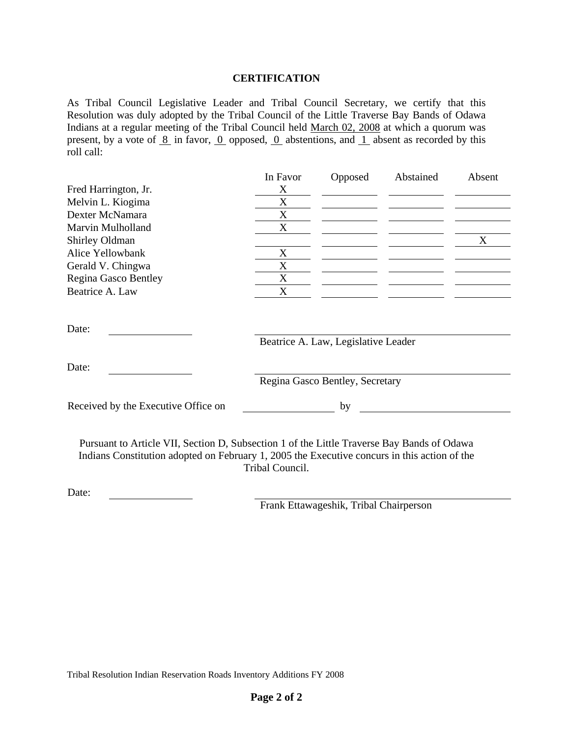**CERTIFICATION**

As Tribal Council Legislative Leader and Tribal Council Secretary, we certify that this Resolution was duly adopted by the Tribal Council of the Little Traverse Bay Bands of Odawa Indians at a regular meeting of the Tribal Council held March 02, 2008 at which a quorum was present, by a vote of 8 in favor, 0 opposed, 0 abstentions, and 1 absent as recorded by this roll call:

| | In Favor | Opposed | Abstained | Absent |
|---|---|---|---|---|
| Fred Harrington, Jr. | X | | | |
| Melvin L. Kiogima | X | | | |
| Dexter McNamara | X | | | |
| Marvin Mulholland | X | | | |
| Shirley Oldman | | | | X |
| Alice Yellowbank | X | | | |
| Gerald V. Chingwa | X | | | |
| Regina Gasco Bentley | X | | | |
| Beatrice A. Law | X | | | |

Date: ______________ ______________________________
Beatrice A. Law, Legislative Leader

Date: ______________ ______________________________
Regina Gasco Bentley, Secretary

Received by the Executive Office on ______________ by ______________________

Pursuant to Article VII, Section D, Subsection 1 of the Little Traverse Bay Bands of Odawa Indians Constitution adopted on February 1, 2005 the Executive concurs in this action of the Tribal Council.

Date: ______________ ______________________________
Frank Ettawageshik, Tribal Chairperson

Tribal Resolution Indian Reservation Roads Inventory Additions FY 2008